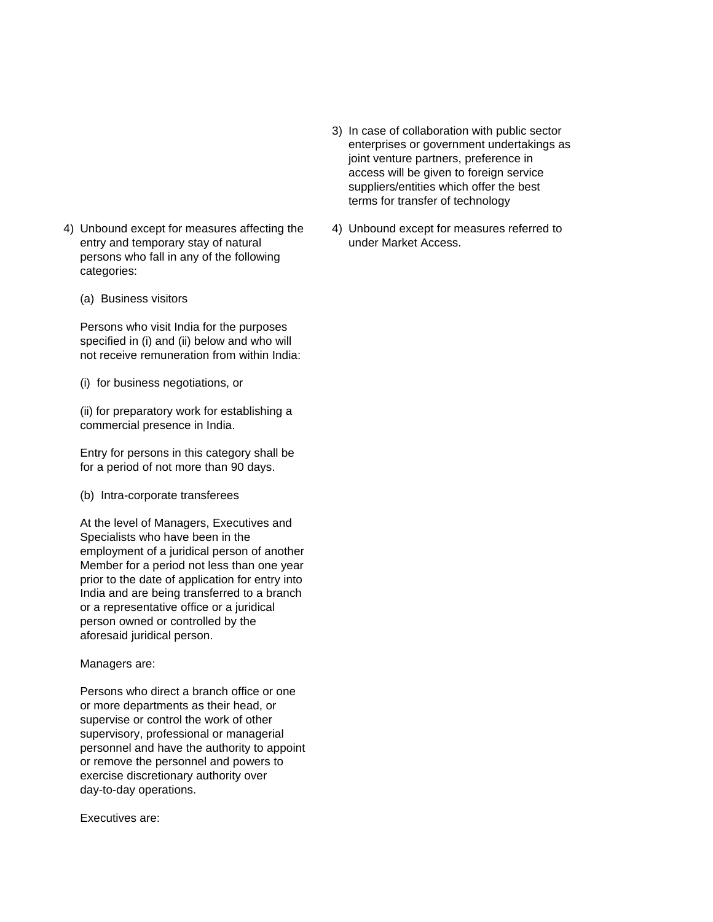3) In case of collaboration with public sector enterprises or government undertakings as joint venture partners, preference in access will be given to foreign service suppliers/entities which offer the best terms for transfer of technology

4) Unbound except for measures affecting the entry and temporary stay of natural persons who fall in any of the following categories:

   (a) Business visitors

   Persons who visit India for the purposes specified in (i) and (ii) below and who will not receive remuneration from within India:

   (i) for business negotiations, or

   (ii) for preparatory work for establishing a commercial presence in India.

   Entry for persons in this category shall be for a period of not more than 90 days.

   (b) Intra-corporate transferees

   At the level of Managers, Executives and Specialists who have been in the employment of a juridical person of another Member for a period not less than one year prior to the date of application for entry into India and are being transferred to a branch or a representative office or a juridical person owned or controlled by the aforesaid juridical person.

   Managers are:

   Persons who direct a branch office or one or more departments as their head, or supervise or control the work of other supervisory, professional or managerial personnel and have the authority to appoint or remove the personnel and powers to exercise discretionary authority over day-to-day operations.

   Executives are:

4) Unbound except for measures referred to under Market Access.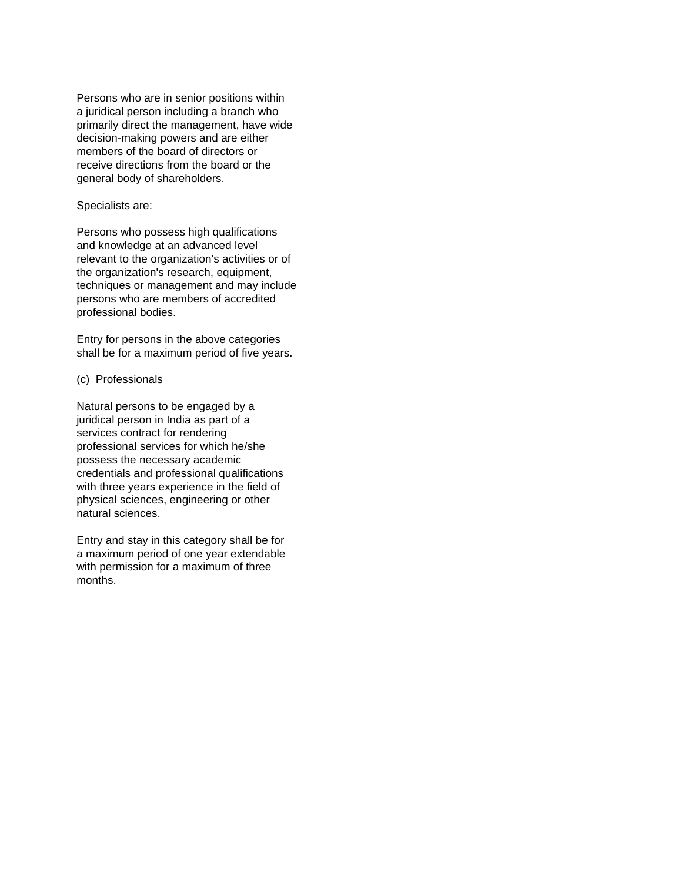Persons who are in senior positions within a juridical person including a branch who primarily direct the management, have wide decision-making powers and are either members of the board of directors or receive directions from the board or the general body of shareholders.

Specialists are:

Persons who possess high qualifications and knowledge at an advanced level relevant to the organization's activities or of the organization's research, equipment, techniques or management and may include persons who are members of accredited professional bodies.

Entry for persons in the above categories shall be for a maximum period of five years.

(c) Professionals

Natural persons to be engaged by a juridical person in India as part of a services contract for rendering professional services for which he/she possess the necessary academic credentials and professional qualifications with three years experience in the field of physical sciences, engineering or other natural sciences.

Entry and stay in this category shall be for a maximum period of one year extendable with permission for a maximum of three months.